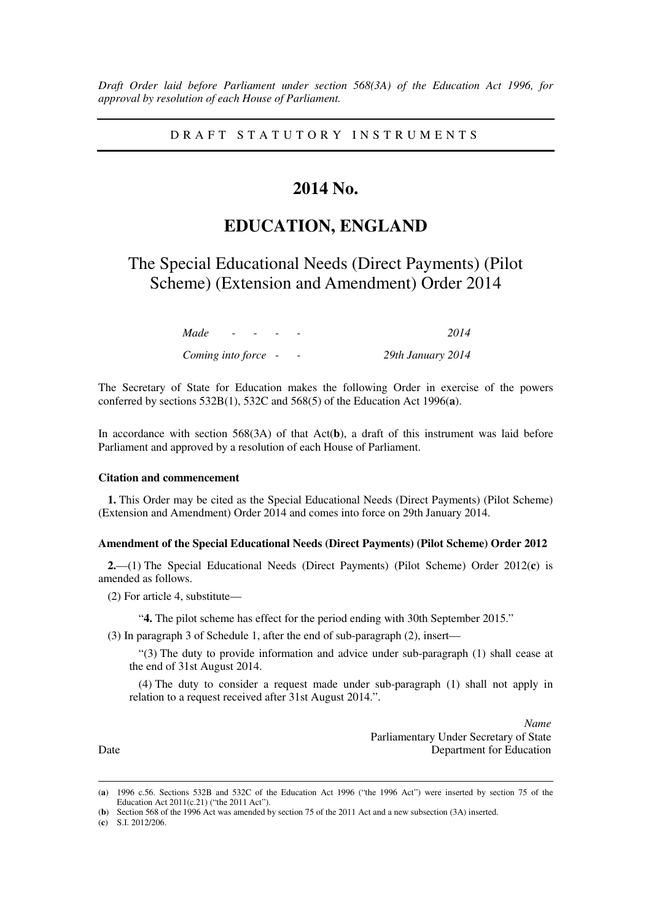*Draft Order laid before Parliament under section 568(3A) of the Education Act 1996, for approval by resolution of each House of Parliament.*

---

DRAFT STATUTORY INSTRUMENTS

---

# 2014 No.

# EDUCATION, ENGLAND

## The Special Educational Needs (Direct Payments) (Pilot Scheme) (Extension and Amendment) Order 2014

| | |
|---|---|
| *Made* - - - - - | *2014* |
| *Coming into force* - - | *29th January 2014* |

The Secretary of State for Education makes the following Order in exercise of the powers conferred by sections 532B(1), 532C and 568(5) of the Education Act 1996(**a**).

In accordance with section 568(3A) of that Act(**b**), a draft of this instrument was laid before Parliament and approved by a resolution of each House of Parliament.

### Citation and commencement

**1.** This Order may be cited as the Special Educational Needs (Direct Payments) (Pilot Scheme) (Extension and Amendment) Order 2014 and comes into force on 29th January 2014.

### Amendment of the Special Educational Needs (Direct Payments) (Pilot Scheme) Order 2012

**2.**—(1) The Special Educational Needs (Direct Payments) (Pilot Scheme) Order 2012(**c**) is amended as follows.

(2) For article 4, substitute—

> "**4.** The pilot scheme has effect for the period ending with 30th September 2015."

(3) In paragraph 3 of Schedule 1, after the end of sub-paragraph (2), insert—

> "(3) The duty to provide information and advice under sub-paragraph (1) shall cease at the end of 31st August 2014.
>
> (4) The duty to consider a request made under sub-paragraph (1) shall not apply in relation to a request received after 31st August 2014.".

*Name*
Parliamentary Under Secretary of State
Department for Education

Date

---

(**a**) 1996 c.56. Sections 532B and 532C of the Education Act 1996 ("the 1996 Act") were inserted by section 75 of the Education Act 2011(c.21) ("the 2011 Act").

(**b**) Section 568 of the 1996 Act was amended by section 75 of the 2011 Act and a new subsection (3A) inserted.

(**c**) S.I. 2012/206.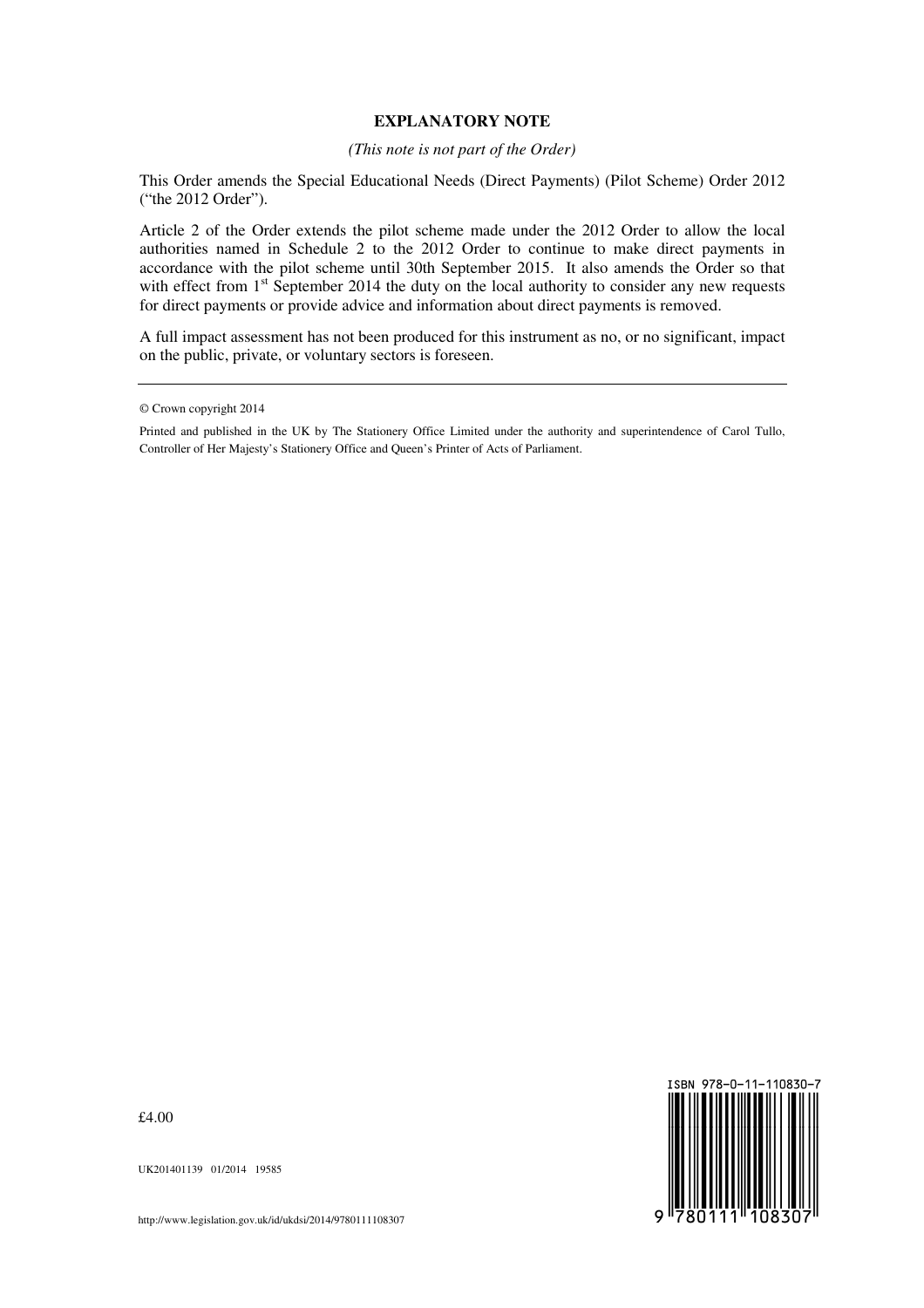## EXPLANATORY NOTE

*(This note is not part of the Order)*

This Order amends the Special Educational Needs (Direct Payments) (Pilot Scheme) Order 2012 ("the 2012 Order").

Article 2 of the Order extends the pilot scheme made under the 2012 Order to allow the local authorities named in Schedule 2 to the 2012 Order to continue to make direct payments in accordance with the pilot scheme until 30th September 2015. It also amends the Order so that with effect from 1st September 2014 the duty on the local authority to consider any new requests for direct payments or provide advice and information about direct payments is removed.

A full impact assessment has not been produced for this instrument as no, or no significant, impact on the public, private, or voluntary sectors is foreseen.

---

© Crown copyright 2014

Printed and published in the UK by The Stationery Office Limited under the authority and superintendence of Carol Tullo, Controller of Her Majesty's Stationery Office and Queen's Printer of Acts of Parliament.

£4.00

UK201401139 01/2014 19585

http://www.legislation.gov.uk/id/ukdsi/2014/9780111108307

ISBN 978-0-11-110830-7

9 780111 108307